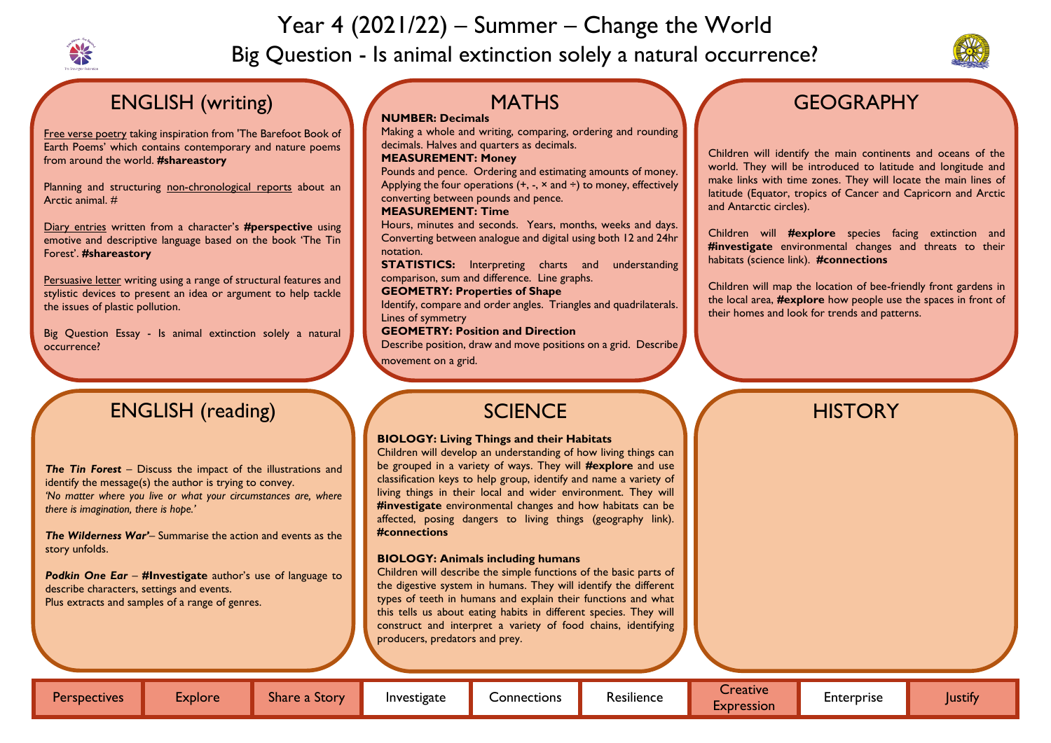# Year 4 (2021/22) – Summer – Change the World

## Big Question - Is animal extinction solely a natural occurrence?

## ENGLISH (writing)

Free verse poetry taking inspiration from 'The Barefoot Book of Earth Poems' which contains contemporary and nature poems from around the world. **#shareastory**

Planning and structuring non-chronological reports about an Arctic animal. #

Diary entries written from a character's **#perspective** using emotive and descriptive language based on the book 'The Tin Forest'. **#shareastory**

Persuasive letter writing using a range of structural features and stylistic devices to present an idea or argument to help tackle the issues of plastic pollution.

Big Question Essay - Is animal extinction solely a natural occurrence?

## MATHS

**NUMBER: Decimals**
Making a whole and writing, comparing, ordering and rounding decimals. Halves and quarters as decimals.

**MEASUREMENT: Money**
Pounds and pence. Ordering and estimating amounts of money. Applying the four operations (+, -, × and ÷) to money, effectively converting between pounds and pence.

**MEASUREMENT: Time**
Hours, minutes and seconds. Years, months, weeks and days. Converting between analogue and digital using both 12 and 24hr notation.

**STATISTICS:** Interpreting charts and understanding comparison, sum and difference. Line graphs.

**GEOMETRY: Properties of Shape**
Identify, compare and order angles. Triangles and quadrilaterals. Lines of symmetry

**GEOMETRY: Position and Direction**
Describe position, draw and move positions on a grid. Describe movement on a grid.

## GEOGRAPHY

Children will identify the main continents and oceans of the world. They will be introduced to latitude and longitude and make links with time zones. They will locate the main lines of latitude (Equator, tropics of Cancer and Capricorn and Arctic and Antarctic circles).

Children will **#explore** species facing extinction and **#investigate** environmental changes and threats to their habitats (science link). **#connections**

Children will map the location of bee-friendly front gardens in the local area, **#explore** how people use the spaces in front of their homes and look for trends and patterns.

## ENGLISH (reading)

***The Tin Forest*** – Discuss the impact of the illustrations and identify the message(s) the author is trying to convey.
*'No matter where you live or what your circumstances are, where there is imagination, there is hope.'*

***The Wilderness War'*** – Summarise the action and events as the story unfolds.

***Podkin One Ear*** – **#Investigate** author's use of language to describe characters, settings and events.
Plus extracts and samples of a range of genres.

## SCIENCE

**BIOLOGY: Living Things and their Habitats**
Children will develop an understanding of how living things can be grouped in a variety of ways. They will **#explore** and use classification keys to help group, identify and name a variety of living things in their local and wider environment. They will **#investigate** environmental changes and how habitats can be affected, posing dangers to living things (geography link). **#connections**

**BIOLOGY: Animals including humans**
Children will describe the simple functions of the basic parts of the digestive system in humans. They will identify the different types of teeth in humans and explain their functions and what this tells us about eating habits in different species. They will construct and interpret a variety of food chains, identifying producers, predators and prey.

## HISTORY

| Perspectives | Explore | Share a Story | Investigate | Connections | Resilience | Creative Expression | Enterprise | Justify |
|---|---|---|---|---|---|---|---|---|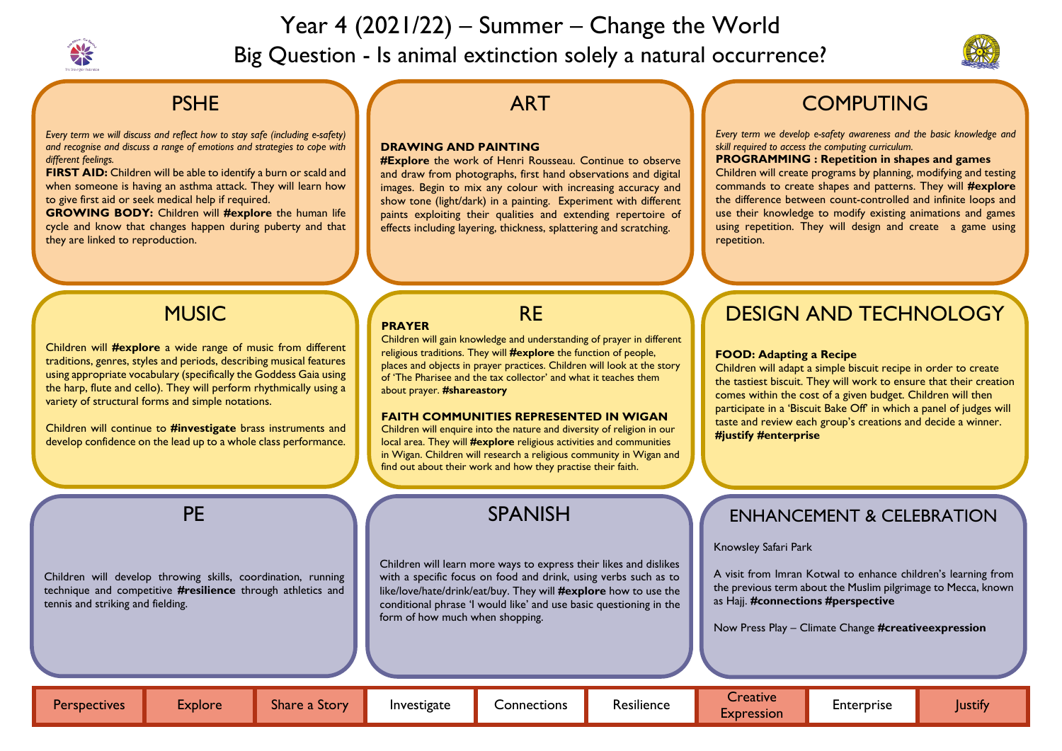# Year 4 (2021/22) – Summer – Change the World

## Big Question - Is animal extinction solely a natural occurrence?

## PSHE

*Every term we will discuss and reflect how to stay safe (including e-safety) and recognise and discuss a range of emotions and strategies to cope with different feelings.*

**FIRST AID:** Children will be able to identify a burn or scald and when someone is having an asthma attack. They will learn how to give first aid or seek medical help if required.

**GROWING BODY:** Children will **#explore** the human life cycle and know that changes happen during puberty and that they are linked to reproduction.

## ART

**DRAWING AND PAINTING**

**#Explore** the work of Henri Rousseau. Continue to observe and draw from photographs, first hand observations and digital images. Begin to mix any colour with increasing accuracy and show tone (light/dark) in a painting. Experiment with different paints exploiting their qualities and extending repertoire of effects including layering, thickness, splattering and scratching.

## COMPUTING

*Every term we develop e-safety awareness and the basic knowledge and skill required to access the computing curriculum.*

**PROGRAMMING : Repetition in shapes and games**

Children will create programs by planning, modifying and testing commands to create shapes and patterns. They will **#explore** the difference between count-controlled and infinite loops and use their knowledge to modify existing animations and games using repetition. They will design and create a game using repetition.

## MUSIC

Children will **#explore** a wide range of music from different traditions, genres, styles and periods, describing musical features using appropriate vocabulary (specifically the Goddess Gaia using the harp, flute and cello). They will perform rhythmically using a variety of structural forms and simple notations.

Children will continue to **#investigate** brass instruments and develop confidence on the lead up to a whole class performance.

## RE

**PRAYER**

Children will gain knowledge and understanding of prayer in different religious traditions. They will **#explore** the function of people, places and objects in prayer practices. Children will look at the story of 'The Pharisee and the tax collector' and what it teaches them about prayer. **#shareastory**

**FAITH COMMUNITIES REPRESENTED IN WIGAN**

Children will enquire into the nature and diversity of religion in our local area. They will **#explore** religious activities and communities in Wigan. Children will research a religious community in Wigan and find out about their work and how they practise their faith.

## DESIGN AND TECHNOLOGY

**FOOD: Adapting a Recipe**

Children will adapt a simple biscuit recipe in order to create the tastiest biscuit. They will work to ensure that their creation comes within the cost of a given budget. Children will then participate in a 'Biscuit Bake Off' in which a panel of judges will taste and review each group's creations and decide a winner. **#justify #enterprise**

## PE

Children will develop throwing skills, coordination, running technique and competitive **#resilience** through athletics and tennis and striking and fielding.

## SPANISH

Children will learn more ways to express their likes and dislikes with a specific focus on food and drink, using verbs such as to like/love/hate/drink/eat/buy. They will **#explore** how to use the conditional phrase 'I would like' and use basic questioning in the form of how much when shopping.

## ENHANCEMENT & CELEBRATION

Knowsley Safari Park

A visit from Imran Kotwal to enhance children's learning from the previous term about the Muslim pilgrimage to Mecca, known as Hajj. **#connections #perspective**

Now Press Play – Climate Change **#creativeexpression**

| | | | | | | | | |
|---|---|---|---|---|---|---|---|---|
| Perspectives | Explore | Share a Story | Investigate | Connections | Resilience | Creative Expression | Enterprise | Justify |